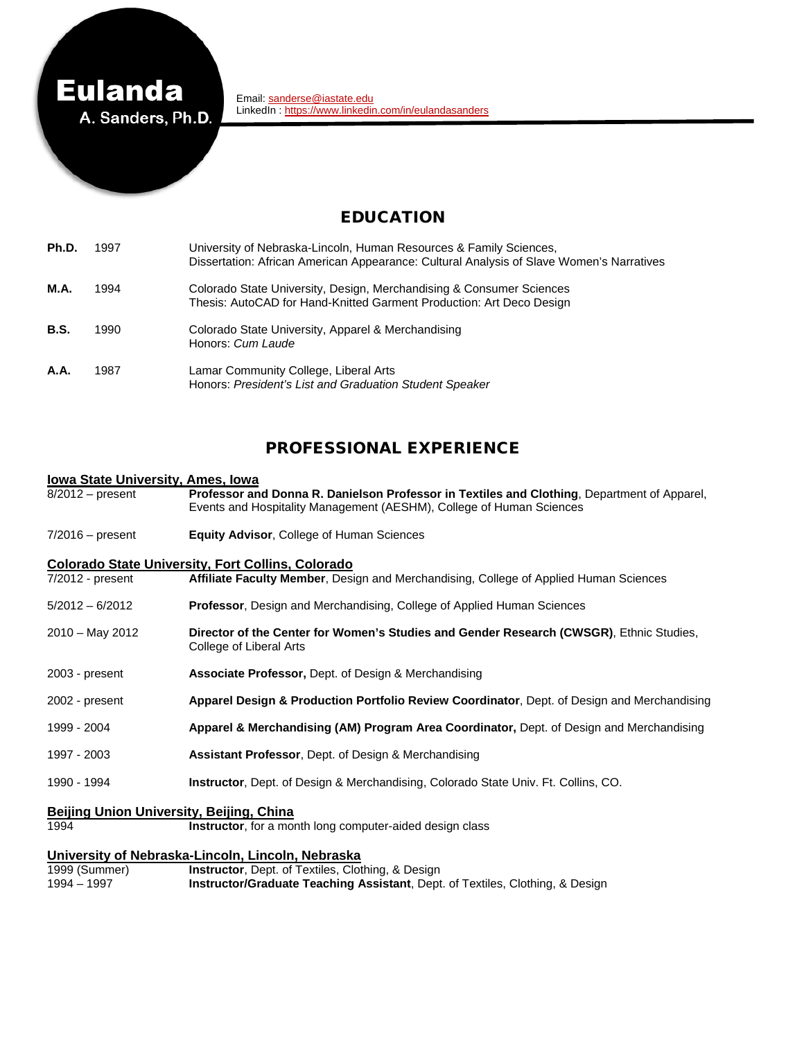# Eulanda A. Sanders, Ph.D.

Email: sanderse@iastate.edu
LinkedIn : https://www.linkedin.com/in/eulandasanders

## EDUCATION

**Ph.D.** 1997 University of Nebraska-Lincoln, Human Resources & Family Sciences,
Dissertation: African American Appearance: Cultural Analysis of Slave Women's Narratives

**M.A.** 1994 Colorado State University, Design, Merchandising & Consumer Sciences
Thesis: AutoCAD for Hand-Knitted Garment Production: Art Deco Design

**B.S.** 1990 Colorado State University, Apparel & Merchandising
Honors: *Cum Laude*

**A.A.** 1987 Lamar Community College, Liberal Arts
Honors: *President's List and Graduation Student Speaker*

## PROFESSIONAL EXPERIENCE

**Iowa State University, Ames, Iowa**

8/2012 – present **Professor and Donna R. Danielson Professor in Textiles and Clothing**, Department of Apparel, Events and Hospitality Management (AESHM), College of Human Sciences

7/2016 – present **Equity Advisor**, College of Human Sciences

**Colorado State University, Fort Collins, Colorado**

7/2012 - present **Affiliate Faculty Member**, Design and Merchandising, College of Applied Human Sciences

5/2012 – 6/2012 **Professor**, Design and Merchandising, College of Applied Human Sciences

2010 – May 2012 **Director of the Center for Women's Studies and Gender Research (CWSGR)**, Ethnic Studies, College of Liberal Arts

2003 - present **Associate Professor,** Dept. of Design & Merchandising

2002 - present **Apparel Design & Production Portfolio Review Coordinator**, Dept. of Design and Merchandising

1999 - 2004 **Apparel & Merchandising (AM) Program Area Coordinator,** Dept. of Design and Merchandising

1997 - 2003 **Assistant Professor**, Dept. of Design & Merchandising

1990 - 1994 **Instructor**, Dept. of Design & Merchandising, Colorado State Univ. Ft. Collins, CO.

**Beijing Union University, Beijing, China**

1994 **Instructor**, for a month long computer-aided design class

**University of Nebraska-Lincoln, Lincoln, Nebraska**

1999 (Summer) **Instructor**, Dept. of Textiles, Clothing, & Design
1994 – 1997 **Instructor/Graduate Teaching Assistant**, Dept. of Textiles, Clothing, & Design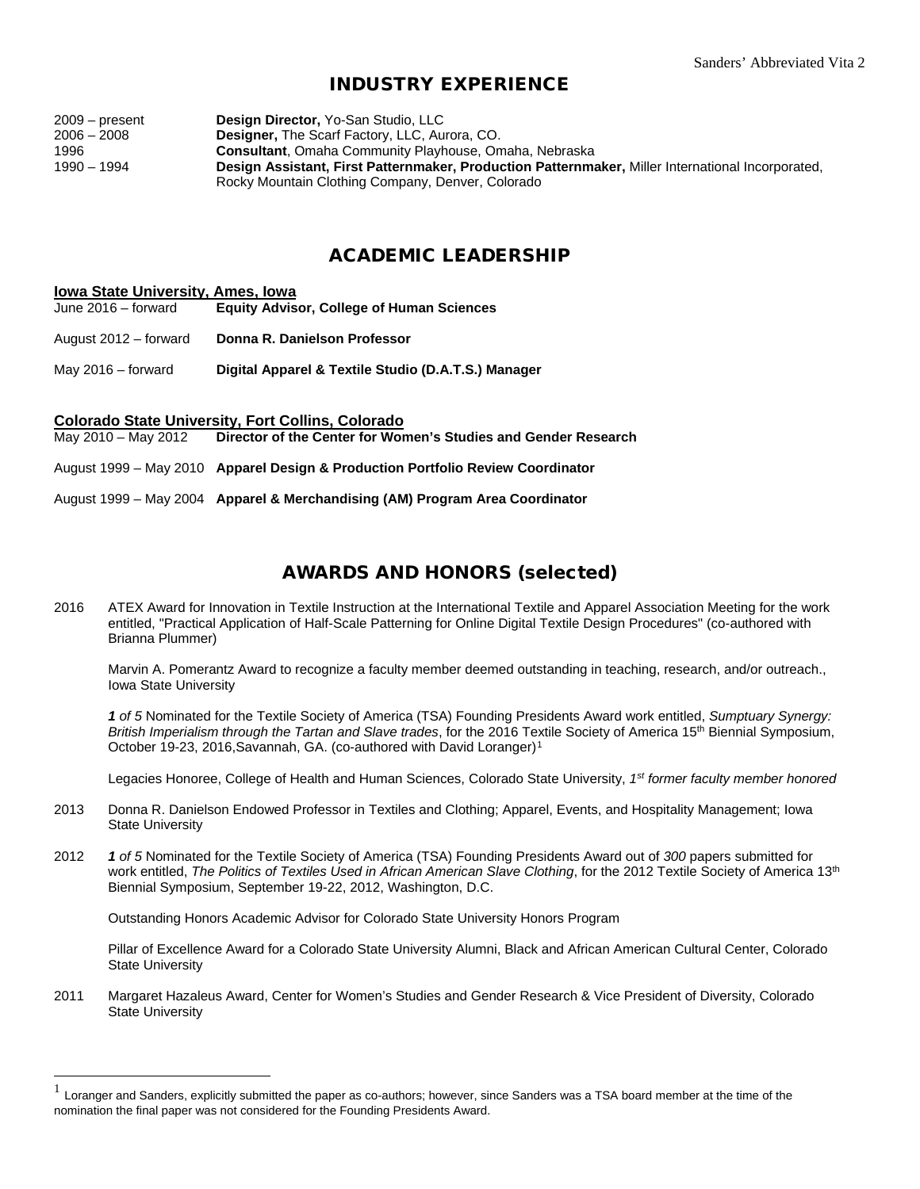## INDUSTRY EXPERIENCE

2009 – present **Design Director,** Yo-San Studio, LLC
2006 – 2008 **Designer,** The Scarf Factory, LLC, Aurora, CO.
1996 **Consultant**, Omaha Community Playhouse, Omaha, Nebraska
1990 – 1994 **Design Assistant, First Patternmaker, Production Patternmaker,** Miller International Incorporated, Rocky Mountain Clothing Company, Denver, Colorado

## ACADEMIC LEADERSHIP

**Iowa State University, Ames, Iowa**

June 2016 – forward **Equity Advisor, College of Human Sciences**

August 2012 – forward **Donna R. Danielson Professor**

May 2016 – forward **Digital Apparel & Textile Studio (D.A.T.S.) Manager**

**Colorado State University, Fort Collins, Colorado**

May 2010 – May 2012 **Director of the Center for Women's Studies and Gender Research**

August 1999 – May 2010 **Apparel Design & Production Portfolio Review Coordinator**

August 1999 – May 2004 **Apparel & Merchandising (AM) Program Area Coordinator**

## AWARDS AND HONORS (selected)

2016 ATEX Award for Innovation in Textile Instruction at the International Textile and Apparel Association Meeting for the work entitled, "Practical Application of Half-Scale Patterning for Online Digital Textile Design Procedures" (co-authored with Brianna Plummer)

Marvin A. Pomerantz Award to recognize a faculty member deemed outstanding in teaching, research, and/or outreach., Iowa State University

***1** of 5* Nominated for the Textile Society of America (TSA) Founding Presidents Award work entitled, *Sumptuary Synergy: British Imperialism through the Tartan and Slave trades*, for the 2016 Textile Society of America 15th Biennial Symposium, October 19-23, 2016,Savannah, GA. (co-authored with David Loranger)[1]

Legacies Honoree, College of Health and Human Sciences, Colorado State University, *1st former faculty member honored*

2013 Donna R. Danielson Endowed Professor in Textiles and Clothing; Apparel, Events, and Hospitality Management; Iowa State University

2012 ***1** of 5* Nominated for the Textile Society of America (TSA) Founding Presidents Award out of *300* papers submitted for work entitled, *The Politics of Textiles Used in African American Slave Clothing*, for the 2012 Textile Society of America 13th Biennial Symposium, September 19-22, 2012, Washington, D.C.

Outstanding Honors Academic Advisor for Colorado State University Honors Program

Pillar of Excellence Award for a Colorado State University Alumni, Black and African American Cultural Center, Colorado State University

2011 Margaret Hazaleus Award, Center for Women's Studies and Gender Research & Vice President of Diversity, Colorado State University

---

[1] Loranger and Sanders, explicitly submitted the paper as co-authors; however, since Sanders was a TSA board member at the time of the nomination the final paper was not considered for the Founding Presidents Award.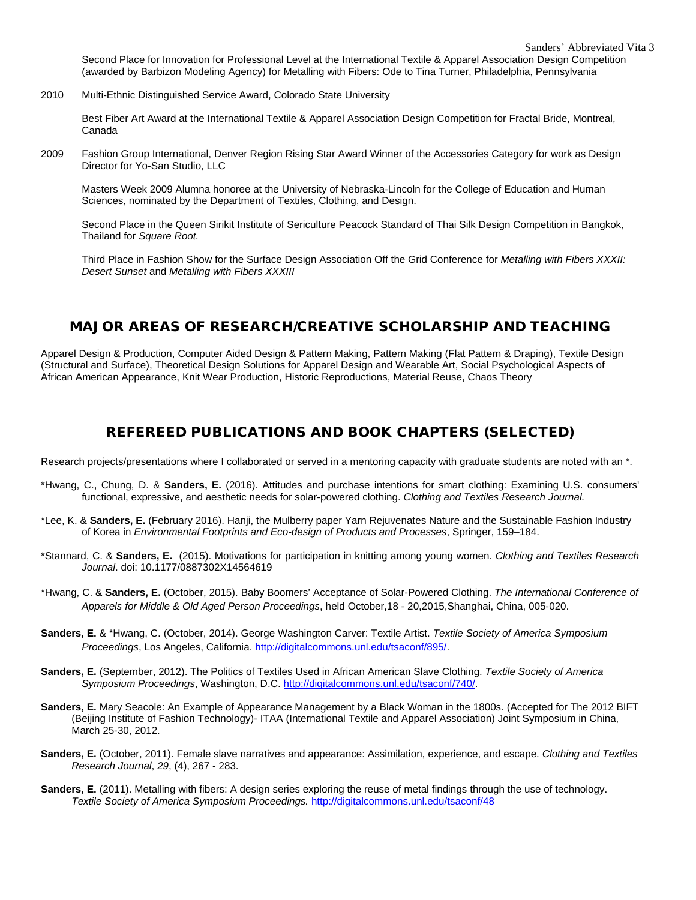Second Place for Innovation for Professional Level at the International Textile & Apparel Association Design Competition (awarded by Barbizon Modeling Agency) for Metalling with Fibers: Ode to Tina Turner, Philadelphia, Pennsylvania

2010 Multi-Ethnic Distinguished Service Award, Colorado State University

Best Fiber Art Award at the International Textile & Apparel Association Design Competition for Fractal Bride, Montreal, Canada

2009 Fashion Group International, Denver Region Rising Star Award Winner of the Accessories Category for work as Design Director for Yo-San Studio, LLC

Masters Week 2009 Alumna honoree at the University of Nebraska-Lincoln for the College of Education and Human Sciences, nominated by the Department of Textiles, Clothing, and Design.

Second Place in the Queen Sirikit Institute of Sericulture Peacock Standard of Thai Silk Design Competition in Bangkok, Thailand for *Square Root.*

Third Place in Fashion Show for the Surface Design Association Off the Grid Conference for *Metalling with Fibers XXXII: Desert Sunset* and *Metalling with Fibers XXXIII*

## MAJOR AREAS OF RESEARCH/CREATIVE SCHOLARSHIP AND TEACHING

Apparel Design & Production, Computer Aided Design & Pattern Making, Pattern Making (Flat Pattern & Draping), Textile Design (Structural and Surface), Theoretical Design Solutions for Apparel Design and Wearable Art, Social Psychological Aspects of African American Appearance, Knit Wear Production, Historic Reproductions, Material Reuse, Chaos Theory

## REFEREED PUBLICATIONS AND BOOK CHAPTERS (SELECTED)

Research projects/presentations where I collaborated or served in a mentoring capacity with graduate students are noted with an *.

*Hwang, C., Chung, D. & **Sanders, E.** (2016). Attitudes and purchase intentions for smart clothing: Examining U.S. consumers' functional, expressive, and aesthetic needs for solar-powered clothing. *Clothing and Textiles Research Journal.*

*Lee, K. & **Sanders, E.** (February 2016). Hanji, the Mulberry paper Yarn Rejuvenates Nature and the Sustainable Fashion Industry of Korea in *Environmental Footprints and Eco-design of Products and Processes*, Springer, 159–184.

*Stannard, C. & **Sanders, E.** (2015). Motivations for participation in knitting among young women. *Clothing and Textiles Research Journal*. doi: 10.1177/0887302X14564619

*Hwang, C. & **Sanders, E.** (October, 2015). Baby Boomers' Acceptance of Solar-Powered Clothing. *The International Conference of Apparels for Middle & Old Aged Person Proceedings*, held October,18 - 20,2015,Shanghai, China, 005-020.

**Sanders, E.** & *Hwang, C. (October, 2014). George Washington Carver: Textile Artist. *Textile Society of America Symposium Proceedings*, Los Angeles, California. http://digitalcommons.unl.edu/tsaconf/895/.

**Sanders, E.** (September, 2012). The Politics of Textiles Used in African American Slave Clothing. *Textile Society of America Symposium Proceedings*, Washington, D.C. http://digitalcommons.unl.edu/tsaconf/740/.

**Sanders, E.** Mary Seacole: An Example of Appearance Management by a Black Woman in the 1800s. (Accepted for The 2012 BIFT (Beijing Institute of Fashion Technology)- ITAA (International Textile and Apparel Association) Joint Symposium in China, March 25-30, 2012.

**Sanders, E.** (October, 2011). Female slave narratives and appearance: Assimilation, experience, and escape. *Clothing and Textiles Research Journal*, *29*, (4), 267 - 283.

**Sanders, E.** (2011). Metalling with fibers: A design series exploring the reuse of metal findings through the use of technology. *Textile Society of America Symposium Proceedings.* http://digitalcommons.unl.edu/tsaconf/48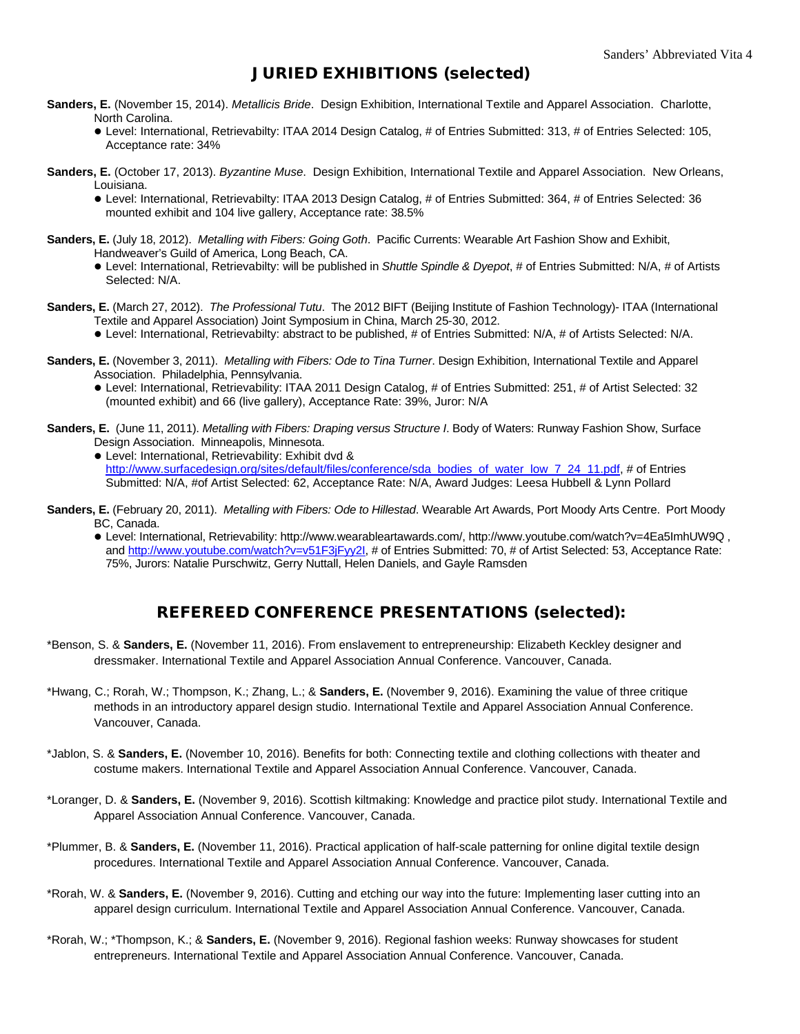## JURIED EXHIBITIONS (selected)

**Sanders, E.** (November 15, 2014). *Metallicis Bride*. Design Exhibition, International Textile and Apparel Association. Charlotte, North Carolina.

- Level: International, Retrievabilty: ITAA 2014 Design Catalog, # of Entries Submitted: 313, # of Entries Selected: 105, Acceptance rate: 34%

**Sanders, E.** (October 17, 2013). *Byzantine Muse*. Design Exhibition, International Textile and Apparel Association. New Orleans, Louisiana.

- Level: International, Retrievabilty: ITAA 2013 Design Catalog, # of Entries Submitted: 364, # of Entries Selected: 36 mounted exhibit and 104 live gallery, Acceptance rate: 38.5%

**Sanders, E.** (July 18, 2012). *Metalling with Fibers: Going Goth*. Pacific Currents: Wearable Art Fashion Show and Exhibit, Handweaver's Guild of America, Long Beach, CA.

- Level: International, Retrievabilty: will be published in *Shuttle Spindle & Dyepot*, # of Entries Submitted: N/A, # of Artists Selected: N/A.

**Sanders, E.** (March 27, 2012). *The Professional Tutu*. The 2012 BIFT (Beijing Institute of Fashion Technology)- ITAA (International Textile and Apparel Association) Joint Symposium in China, March 25-30, 2012.

- Level: International, Retrievabilty: abstract to be published, # of Entries Submitted: N/A, # of Artists Selected: N/A.

**Sanders, E.** (November 3, 2011). *Metalling with Fibers: Ode to Tina Turner*. Design Exhibition, International Textile and Apparel Association. Philadelphia, Pennsylvania.

- Level: International, Retrievability: ITAA 2011 Design Catalog, # of Entries Submitted: 251, # of Artist Selected: 32 (mounted exhibit) and 66 (live gallery), Acceptance Rate: 39%, Juror: N/A

**Sanders, E.** (June 11, 2011). *Metalling with Fibers: Draping versus Structure I*. Body of Waters: Runway Fashion Show, Surface Design Association. Minneapolis, Minnesota.

- Level: International, Retrievability: Exhibit dvd & http://www.surfacedesign.org/sites/default/files/conference/sda_bodies_of_water_low_7_24_11.pdf, # of Entries Submitted: N/A, #of Artist Selected: 62, Acceptance Rate: N/A, Award Judges: Leesa Hubbell & Lynn Pollard

**Sanders, E.** (February 20, 2011). *Metalling with Fibers: Ode to Hillestad*. Wearable Art Awards, Port Moody Arts Centre. Port Moody BC, Canada.

- Level: International, Retrievability: http://www.wearableartawards.com/, http://www.youtube.com/watch?v=4Ea5ImhUW9Q , and http://www.youtube.com/watch?v=v51F3jFyy2I, # of Entries Submitted: 70, # of Artist Selected: 53, Acceptance Rate: 75%, Jurors: Natalie Purschwitz, Gerry Nuttall, Helen Daniels, and Gayle Ramsden

## REFEREED CONFERENCE PRESENTATIONS (selected):

*Benson, S. & **Sanders, E.** (November 11, 2016). From enslavement to entrepreneurship: Elizabeth Keckley designer and dressmaker. International Textile and Apparel Association Annual Conference. Vancouver, Canada.

*Hwang, C.; Rorah, W.; Thompson, K.; Zhang, L.; & **Sanders, E.** (November 9, 2016). Examining the value of three critique methods in an introductory apparel design studio. International Textile and Apparel Association Annual Conference. Vancouver, Canada.

*Jablon, S. & **Sanders, E.** (November 10, 2016). Benefits for both: Connecting textile and clothing collections with theater and costume makers. International Textile and Apparel Association Annual Conference. Vancouver, Canada.

*Loranger, D. & **Sanders, E.** (November 9, 2016). Scottish kiltmaking: Knowledge and practice pilot study. International Textile and Apparel Association Annual Conference. Vancouver, Canada.

*Plummer, B. & **Sanders, E.** (November 11, 2016). Practical application of half-scale patterning for online digital textile design procedures. International Textile and Apparel Association Annual Conference. Vancouver, Canada.

*Rorah, W. & **Sanders, E.** (November 9, 2016). Cutting and etching our way into the future: Implementing laser cutting into an apparel design curriculum. International Textile and Apparel Association Annual Conference. Vancouver, Canada.

*Rorah, W.; *Thompson, K.; & **Sanders, E.** (November 9, 2016). Regional fashion weeks: Runway showcases for student entrepreneurs. International Textile and Apparel Association Annual Conference. Vancouver, Canada.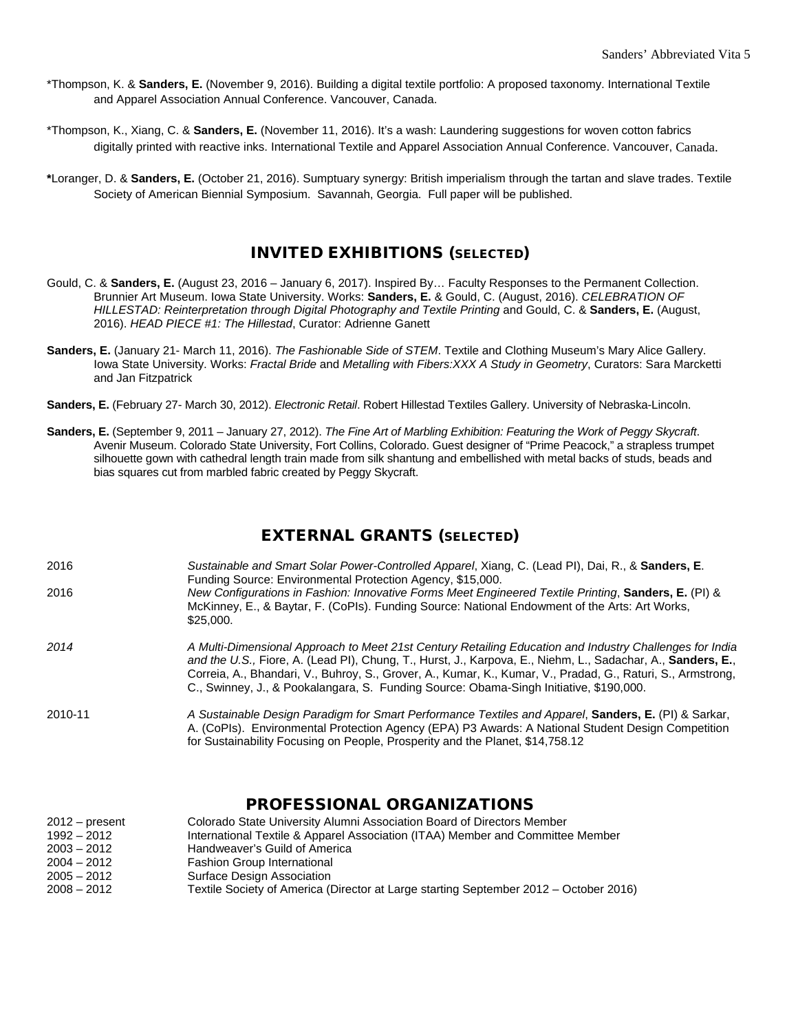*Thompson, K. & **Sanders, E.** (November 9, 2016). Building a digital textile portfolio: A proposed taxonomy. International Textile and Apparel Association Annual Conference. Vancouver, Canada.

*Thompson, K., Xiang, C. & **Sanders, E.** (November 11, 2016). It's a wash: Laundering suggestions for woven cotton fabrics digitally printed with reactive inks. International Textile and Apparel Association Annual Conference. Vancouver, Canada.

**\***Loranger, D. & **Sanders, E.** (October 21, 2016). Sumptuary synergy: British imperialism through the tartan and slave trades. Textile Society of American Biennial Symposium. Savannah, Georgia. Full paper will be published.

## INVITED EXHIBITIONS (SELECTED)

Gould, C. & **Sanders, E.** (August 23, 2016 – January 6, 2017). Inspired By… Faculty Responses to the Permanent Collection. Brunnier Art Museum. Iowa State University. Works: **Sanders, E.** & Gould, C. (August, 2016). *CELEBRATION OF HILLESTAD: Reinterpretation through Digital Photography and Textile Printing* and Gould, C. & **Sanders, E.** (August, 2016). *HEAD PIECE #1: The Hillestad*, Curator: Adrienne Ganett

**Sanders, E.** (January 21- March 11, 2016). *The Fashionable Side of STEM*. Textile and Clothing Museum's Mary Alice Gallery. Iowa State University. Works: *Fractal Bride* and *Metalling with Fibers:XXX A Study in Geometry*, Curators: Sara Marcketti and Jan Fitzpatrick

**Sanders, E.** (February 27- March 30, 2012). *Electronic Retail*. Robert Hillestad Textiles Gallery. University of Nebraska-Lincoln.

**Sanders, E.** (September 9, 2011 – January 27, 2012). *The Fine Art of Marbling Exhibition: Featuring the Work of Peggy Skycraft*. Avenir Museum. Colorado State University, Fort Collins, Colorado. Guest designer of "Prime Peacock," a strapless trumpet silhouette gown with cathedral length train made from silk shantung and embellished with metal backs of studs, beads and bias squares cut from marbled fabric created by Peggy Skycraft.

## EXTERNAL GRANTS (SELECTED)

| | |
|---|---|
| 2016 | *Sustainable and Smart Solar Power-Controlled Apparel*, Xiang, C. (Lead PI), Dai, R., & **Sanders, E**. Funding Source: Environmental Protection Agency, $15,000. |
| 2016 | *New Configurations in Fashion: Innovative Forms Meet Engineered Textile Printing*, **Sanders, E.** (PI) & McKinney, E., & Baytar, F. (CoPIs). Funding Source: National Endowment of the Arts: Art Works, $25,000. |
| *2014* | *A Multi-Dimensional Approach to Meet 21st Century Retailing Education and Industry Challenges for India and the U.S.,* Fiore, A. (Lead PI), Chung, T., Hurst, J., Karpova, E., Niehm, L., Sadachar, A., **Sanders, E.**, Correia, A., Bhandari, V., Buhroy, S., Grover, A., Kumar, K., Kumar, V., Pradad, G., Raturi, S., Armstrong, C., Swinney, J., & Pookalangara, S. Funding Source: Obama-Singh Initiative, $190,000. |
| 2010-11 | *A Sustainable Design Paradigm for Smart Performance Textiles and Apparel*, **Sanders, E.** (PI) & Sarkar, A. (CoPIs). Environmental Protection Agency (EPA) P3 Awards: A National Student Design Competition for Sustainability Focusing on People, Prosperity and the Planet, $14,758.12 |

## PROFESSIONAL ORGANIZATIONS

| | |
|---|---|
| 2012 – present | Colorado State University Alumni Association Board of Directors Member |
| 1992 – 2012 | International Textile & Apparel Association (ITAA) Member and Committee Member |
| 2003 – 2012 | Handweaver's Guild of America |
| 2004 – 2012 | Fashion Group International |
| 2005 – 2012 | Surface Design Association |
| 2008 – 2012 | Textile Society of America (Director at Large starting September 2012 – October 2016) |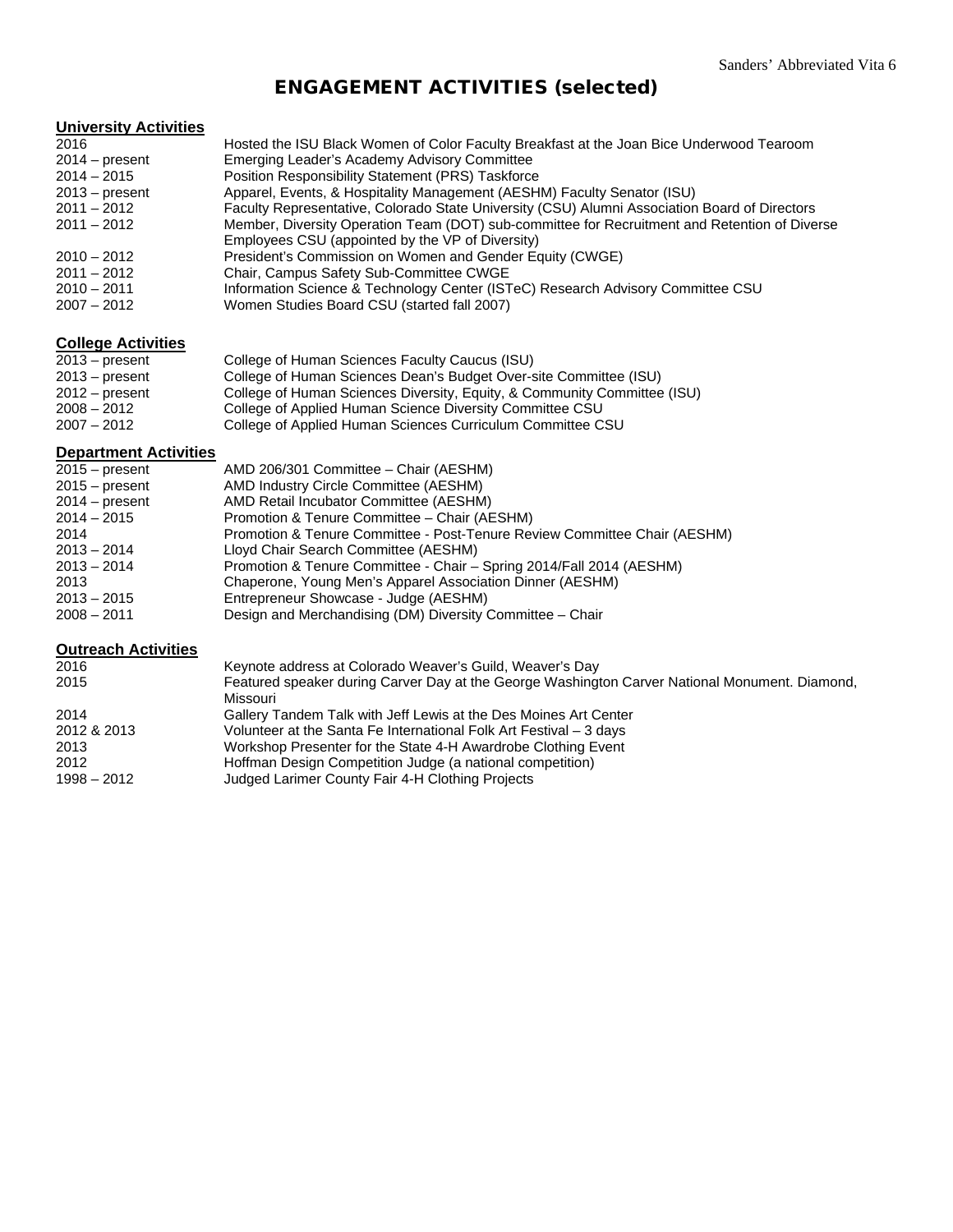# ENGAGEMENT ACTIVITIES (selected)

## University Activities

| | |
|---|---|
| 2016 | Hosted the ISU Black Women of Color Faculty Breakfast at the Joan Bice Underwood Tearoom |
| 2014 – present | Emerging Leader's Academy Advisory Committee |
| 2014 – 2015 | Position Responsibility Statement (PRS) Taskforce |
| 2013 – present | Apparel, Events, & Hospitality Management (AESHM) Faculty Senator (ISU) |
| 2011 – 2012 | Faculty Representative, Colorado State University (CSU) Alumni Association Board of Directors |
| 2011 – 2012 | Member, Diversity Operation Team (DOT) sub-committee for Recruitment and Retention of Diverse Employees CSU (appointed by the VP of Diversity) |
| 2010 – 2012 | President's Commission on Women and Gender Equity (CWGE) |
| 2011 – 2012 | Chair, Campus Safety Sub-Committee CWGE |
| 2010 – 2011 | Information Science & Technology Center (ISTeC) Research Advisory Committee CSU |
| 2007 – 2012 | Women Studies Board CSU (started fall 2007) |

## College Activities

| | |
|---|---|
| 2013 – present | College of Human Sciences Faculty Caucus (ISU) |
| 2013 – present | College of Human Sciences Dean's Budget Over-site Committee (ISU) |
| 2012 – present | College of Human Sciences Diversity, Equity, & Community Committee (ISU) |
| 2008 – 2012 | College of Applied Human Science Diversity Committee CSU |
| 2007 – 2012 | College of Applied Human Sciences Curriculum Committee CSU |

## Department Activities

| | |
|---|---|
| 2015 – present | AMD 206/301 Committee – Chair (AESHM) |
| 2015 – present | AMD Industry Circle Committee (AESHM) |
| 2014 – present | AMD Retail Incubator Committee (AESHM) |
| 2014 – 2015 | Promotion & Tenure Committee – Chair (AESHM) |
| 2014 | Promotion & Tenure Committee - Post-Tenure Review Committee Chair (AESHM) |
| 2013 – 2014 | Lloyd Chair Search Committee (AESHM) |
| 2013 – 2014 | Promotion & Tenure Committee - Chair – Spring 2014/Fall 2014 (AESHM) |
| 2013 | Chaperone, Young Men's Apparel Association Dinner (AESHM) |
| 2013 – 2015 | Entrepreneur Showcase - Judge (AESHM) |
| 2008 – 2011 | Design and Merchandising (DM) Diversity Committee – Chair |

## Outreach Activities

| | |
|---|---|
| 2016 | Keynote address at Colorado Weaver's Guild, Weaver's Day |
| 2015 | Featured speaker during Carver Day at the George Washington Carver National Monument. Diamond, Missouri |
| 2014 | Gallery Tandem Talk with Jeff Lewis at the Des Moines Art Center |
| 2012 & 2013 | Volunteer at the Santa Fe International Folk Art Festival – 3 days |
| 2013 | Workshop Presenter for the State 4-H Awardrobe Clothing Event |
| 2012 | Hoffman Design Competition Judge (a national competition) |
| 1998 – 2012 | Judged Larimer County Fair 4-H Clothing Projects |